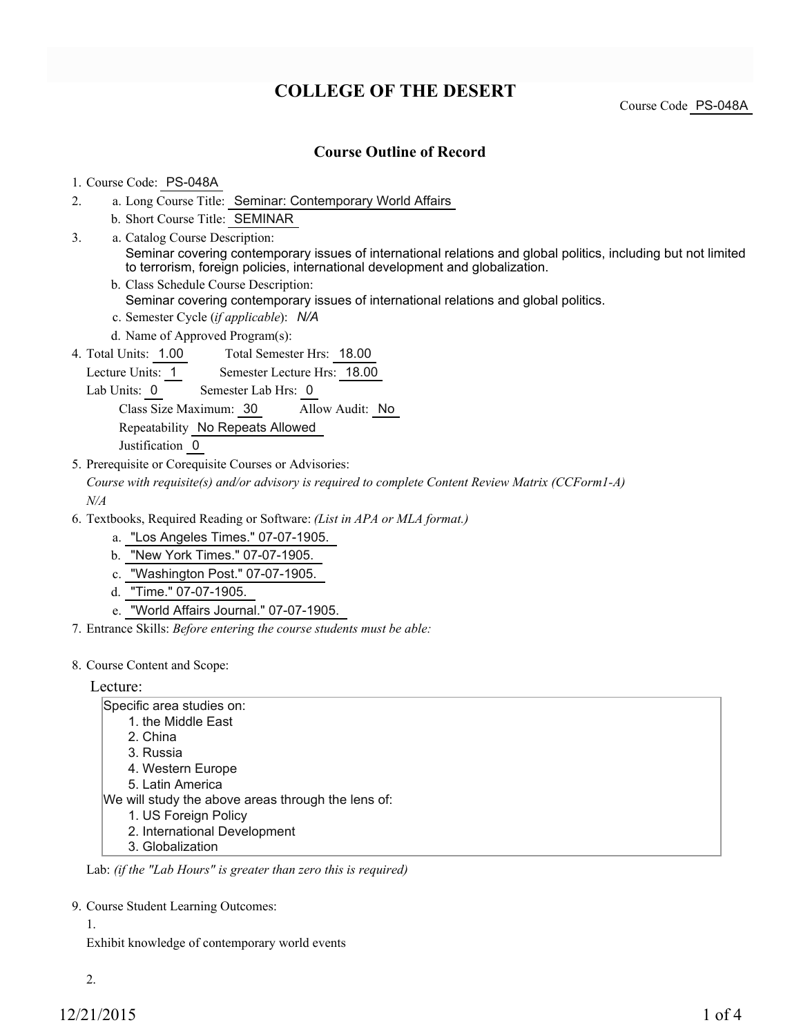# COLLEGE OF THE DESERT

Course Code PS-048A

## Course Outline of Record

1. Course Code: PS-048A
2. a. Long Course Title: Seminar: Contemporary World Affairs
   b. Short Course Title: SEMINAR
3. a. Catalog Course Description:
   Seminar covering contemporary issues of international relations and global politics, including but not limited to terrorism, foreign policies, international development and globalization.
   b. Class Schedule Course Description:
   Seminar covering contemporary issues of international relations and global politics.
   c. Semester Cycle (*if applicable*): *N/A*
   d. Name of Approved Program(s):
4. Total Units: 1.00 Total Semester Hrs: 18.00
   Lecture Units: 1 Semester Lecture Hrs: 18.00
   Lab Units: 0 Semester Lab Hrs: 0
   Class Size Maximum: 30 Allow Audit: No
   Repeatability No Repeats Allowed
   Justification 0
5. Prerequisite or Corequisite Courses or Advisories:
   *Course with requisite(s) and/or advisory is required to complete Content Review Matrix (CCForm1-A)*
   *N/A*
6. Textbooks, Required Reading or Software: *(List in APA or MLA format.)*
   a. "Los Angeles Times." 07-07-1905.
   b. "New York Times." 07-07-1905.
   c. "Washington Post." 07-07-1905.
   d. "Time." 07-07-1905.
   e. "World Affairs Journal." 07-07-1905.
7. Entrance Skills: *Before entering the course students must be able:*
8. Course Content and Scope:

Lecture:

Specific area studies on:

1. the Middle East
2. China
3. Russia
4. Western Europe
5. Latin America

We will study the above areas through the lens of:

1. US Foreign Policy
2. International Development
3. Globalization

Lab: *(if the "Lab Hours" is greater than zero this is required)*

9. Course Student Learning Outcomes:

1.

Exhibit knowledge of contemporary world events

2.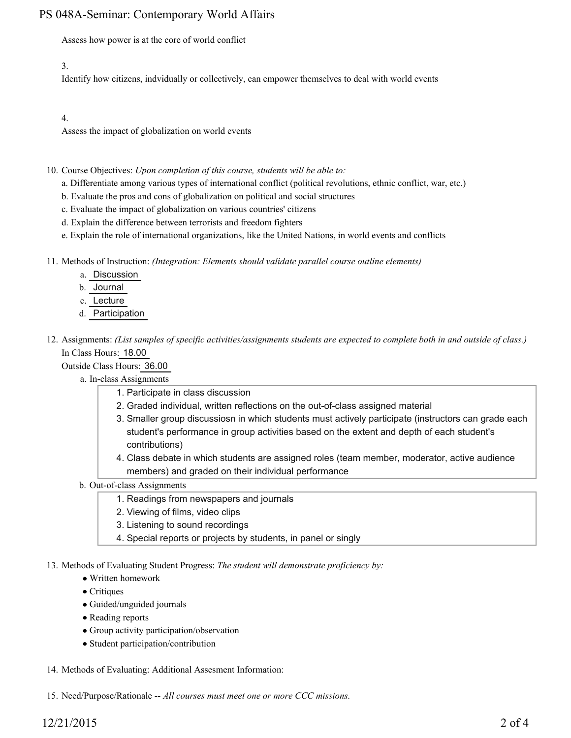Assess how power is at the core of world conflict

3.
Identify how citizens, indvidually or collectively, can empower themselves to deal with world events

4.
Assess the impact of globalization on world events

10. Course Objectives: *Upon completion of this course, students will be able to:*
    a. Differentiate among various types of international conflict (political revolutions, ethnic conflict, war, etc.)
    b. Evaluate the pros and cons of globalization on political and social structures
    c. Evaluate the impact of globalization on various countries' citizens
    d. Explain the difference between terrorists and freedom fighters
    e. Explain the role of international organizations, like the United Nations, in world events and conflicts

11. Methods of Instruction: *(Integration: Elements should validate parallel course outline elements)*
    a. Discussion
    b. Journal
    c. Lecture
    d. Participation

12. Assignments: *(List samples of specific activities/assignments students are expected to complete both in and outside of class.)*
    In Class Hours: 18.00
    Outside Class Hours: 36.00
    a. In-class Assignments
        1. Participate in class discussion
        2. Graded individual, written reflections on the out-of-class assigned material
        3. Smaller group discussiosn in which students must actively participate (instructors can grade each student's performance in group activities based on the extent and depth of each student's contributions)
        4. Class debate in which students are assigned roles (team member, moderator, active audience members) and graded on their individual performance
    b. Out-of-class Assignments
        1. Readings from newspapers and journals
        2. Viewing of films, video clips
        3. Listening to sound recordings
        4. Special reports or projects by students, in panel or singly

13. Methods of Evaluating Student Progress: *The student will demonstrate proficiency by:*
    - Written homework
    - Critiques
    - Guided/unguided journals
    - Reading reports
    - Group activity participation/observation
    - Student participation/contribution

14. Methods of Evaluating: Additional Assesment Information:

15. Need/Purpose/Rationale -- *All courses must meet one or more CCC missions.*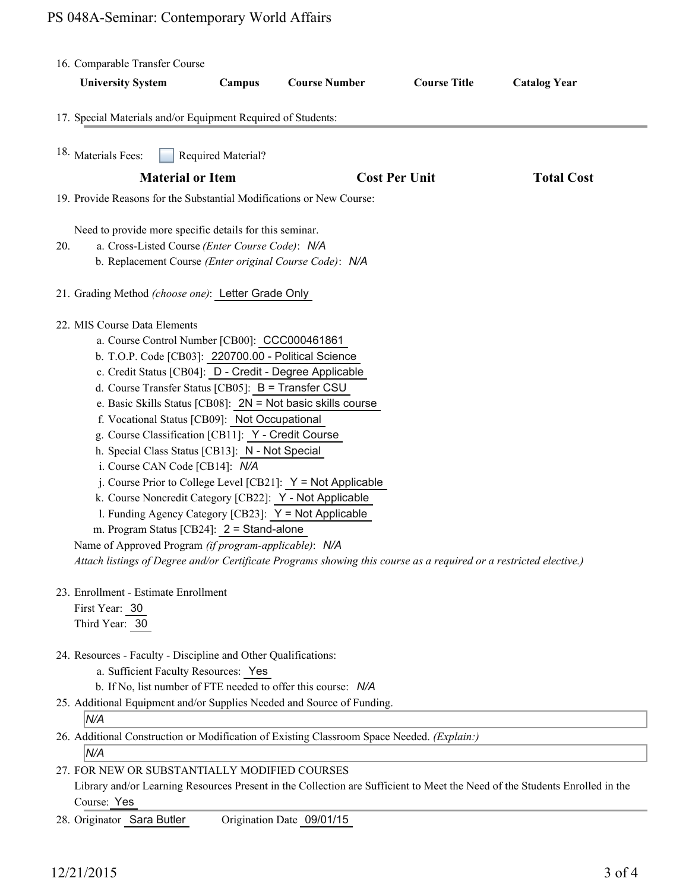16. Comparable Transfer Course

| University System | Campus | Course Number | Course Title | Catalog Year |
|---|---|---|---|---|

17. Special Materials and/or Equipment Required of Students:

18. Materials Fees: ☐ Required Material?

| Material or Item | Cost Per Unit | Total Cost |
|---|---|---|

19. Provide Reasons for the Substantial Modifications or New Course:

Need to provide more specific details for this seminar.

20.
   a. Cross-Listed Course *(Enter Course Code)*: *N/A*
   b. Replacement Course *(Enter original Course Code)*: *N/A*

21. Grading Method *(choose one)*: Letter Grade Only

22. MIS Course Data Elements
   a. Course Control Number [CB00]: CCC000461861
   b. T.O.P. Code [CB03]: 220700.00 - Political Science
   c. Credit Status [CB04]: D - Credit - Degree Applicable
   d. Course Transfer Status [CB05]: B = Transfer CSU
   e. Basic Skills Status [CB08]: 2N = Not basic skills course
   f. Vocational Status [CB09]: Not Occupational
   g. Course Classification [CB11]: Y - Credit Course
   h. Special Class Status [CB13]: N - Not Special
   i. Course CAN Code [CB14]: *N/A*
   j. Course Prior to College Level [CB21]: Y = Not Applicable
   k. Course Noncredit Category [CB22]: Y - Not Applicable
   l. Funding Agency Category [CB23]: Y = Not Applicable
   m. Program Status [CB24]: 2 = Stand-alone

   Name of Approved Program *(if program-applicable)*: *N/A*

   *Attach listings of Degree and/or Certificate Programs showing this course as a required or a restricted elective.)*

23. Enrollment - Estimate Enrollment

   First Year: 30

   Third Year: 30

24. Resources - Faculty - Discipline and Other Qualifications:
   a. Sufficient Faculty Resources: Yes
   b. If No, list number of FTE needed to offer this course: *N/A*

25. Additional Equipment and/or Supplies Needed and Source of Funding.

   *N/A*

26. Additional Construction or Modification of Existing Classroom Space Needed. *(Explain:)*

   *N/A*

27. FOR NEW OR SUBSTANTIALLY MODIFIED COURSES

   Library and/or Learning Resources Present in the Collection are Sufficient to Meet the Need of the Students Enrolled in the Course: Yes

28. Originator Sara Butler Origination Date 09/01/15